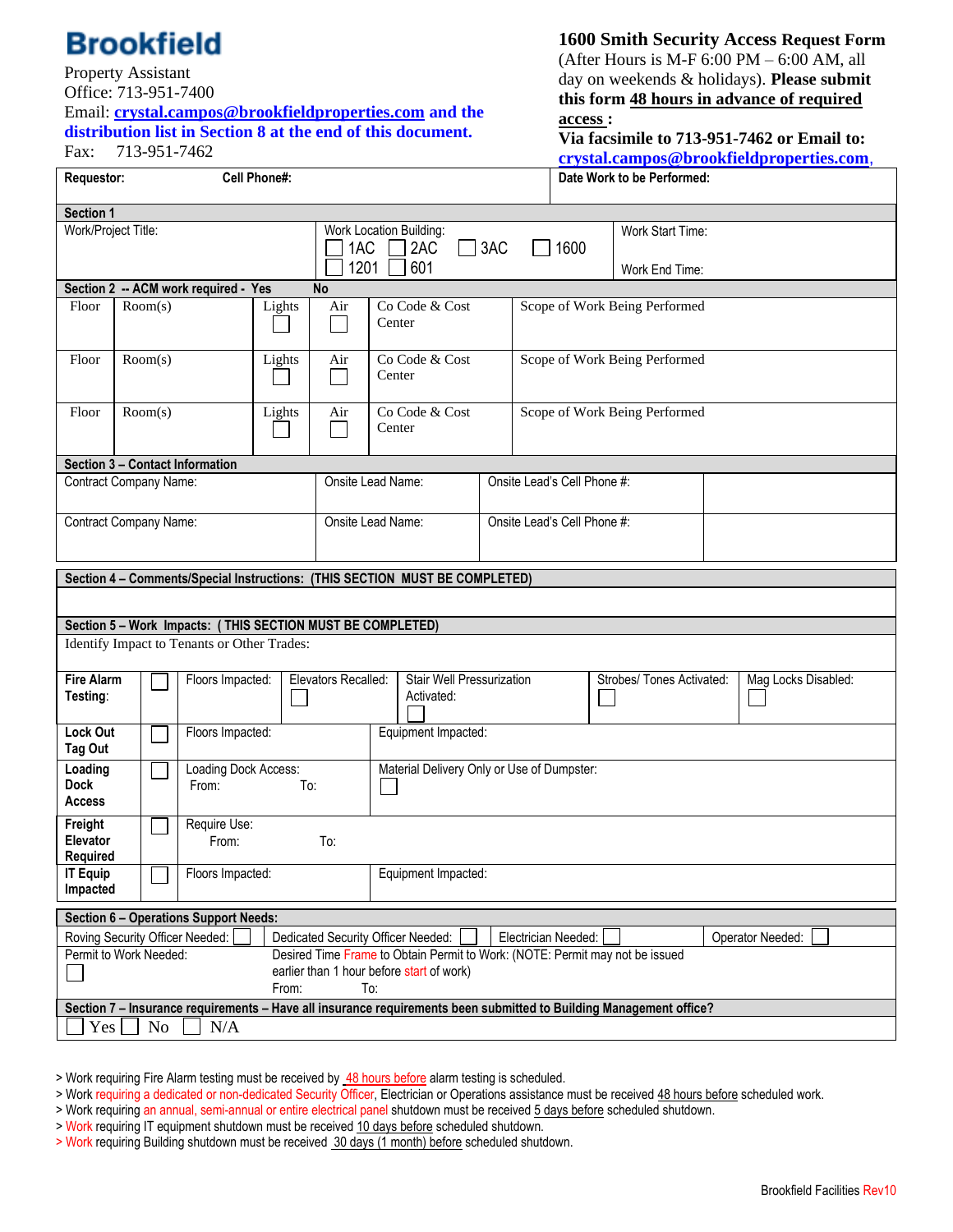**Brookfield**

Property Assistant
Office: 713-951-7400
Email: **crystal.campos@brookfieldproperties.com and the distribution list in Section 8 at the end of this document.**
Fax: 713-951-7462

**1600 Smith Security Access Request Form**
(After Hours is M-F 6:00 PM – 6:00 AM, all day on weekends & holidays). **Please submit this form 48 hours in advance of required access :**
**Via facsimile to 713-951-7462 or Email to: crystal.campos@brookfieldproperties.com,**

| Requestor: | Cell Phone#: | Date Work to be Performed: |
|---|---|---|

**Section 1**

| Work/Project Title: | Work Location Building: ☐ 1AC ☐ 2AC ☐ 3AC ☐ 1600 ☐ 1201 ☐ 601 | Work Start Time: Work End Time: |
|---|---|---|

**Section 2 -- ACM work required - Yes No**

| Floor | Room(s) | Lights | Air | Co Code & Cost Center | Scope of Work Being Performed |
|---|---|---|---|---|---|
| Floor | Room(s) | Lights ☐ | Air ☐ | Co Code & Cost Center | Scope of Work Being Performed |
| Floor | Room(s) | Lights ☐ | Air ☐ | Co Code & Cost Center | Scope of Work Being Performed |
| Floor | Room(s) | Lights ☐ | Air ☐ | Co Code & Cost Center | Scope of Work Being Performed |

**Section 3 – Contact Information**

| Contract Company Name: | Onsite Lead Name: | Onsite Lead's Cell Phone #: | |
|---|---|---|---|
| Contract Company Name: | Onsite Lead Name: | Onsite Lead's Cell Phone #: | |

**Section 4 – Comments/Special Instructions: (THIS SECTION MUST BE COMPLETED)**

**Section 5 – Work Impacts: ( THIS SECTION MUST BE COMPLETED)**

Identify Impact to Tenants or Other Trades:

| **Fire Alarm Testing**: | ☐ | Floors Impacted: | Elevators Recalled: ☐ | Stair Well Pressurization Activated: ☐ | Strobes/ Tones Activated: ☐ | Mag Locks Disabled: ☐ |
|---|---|---|---|---|---|---|
| **Lock Out Tag Out** | ☐ | Floors Impacted: | Equipment Impacted: | | | |
| **Loading Dock Access** | ☐ | Loading Dock Access: From: To: | Material Delivery Only or Use of Dumpster: ☐ | | | |
| **Freight Elevator Required** | ☐ | Require Use: From: To: | | | | |
| **IT Equip Impacted** | ☐ | Floors Impacted: | Equipment Impacted: | | | |

**Section 6 – Operations Support Needs:**

| Roving Security Officer Needed: ☐ | Dedicated Security Officer Needed: ☐ | Electrician Needed: ☐ | Operator Needed: ☐ |
|---|---|---|---|
| Permit to Work Needed: ☐ | Desired Time Frame to Obtain Permit to Work: (NOTE: Permit may not be issued earlier than 1 hour before start of work) From: To: | | |

**Section 7 – Insurance requirements – Have all insurance requirements been submitted to Building Management office?**

☐ Yes ☐ No ☐ N/A

> Work requiring Fire Alarm testing must be received by 48 hours before alarm testing is scheduled.
> Work requiring a dedicated or non-dedicated Security Officer, Electrician or Operations assistance must be received 48 hours before scheduled work.
> Work requiring an annual, semi-annual or entire electrical panel shutdown must be received 5 days before scheduled shutdown.
> Work requiring IT equipment shutdown must be received 10 days before scheduled shutdown.
> Work requiring Building shutdown must be received 30 days (1 month) before scheduled shutdown.

Brookfield Facilities Rev10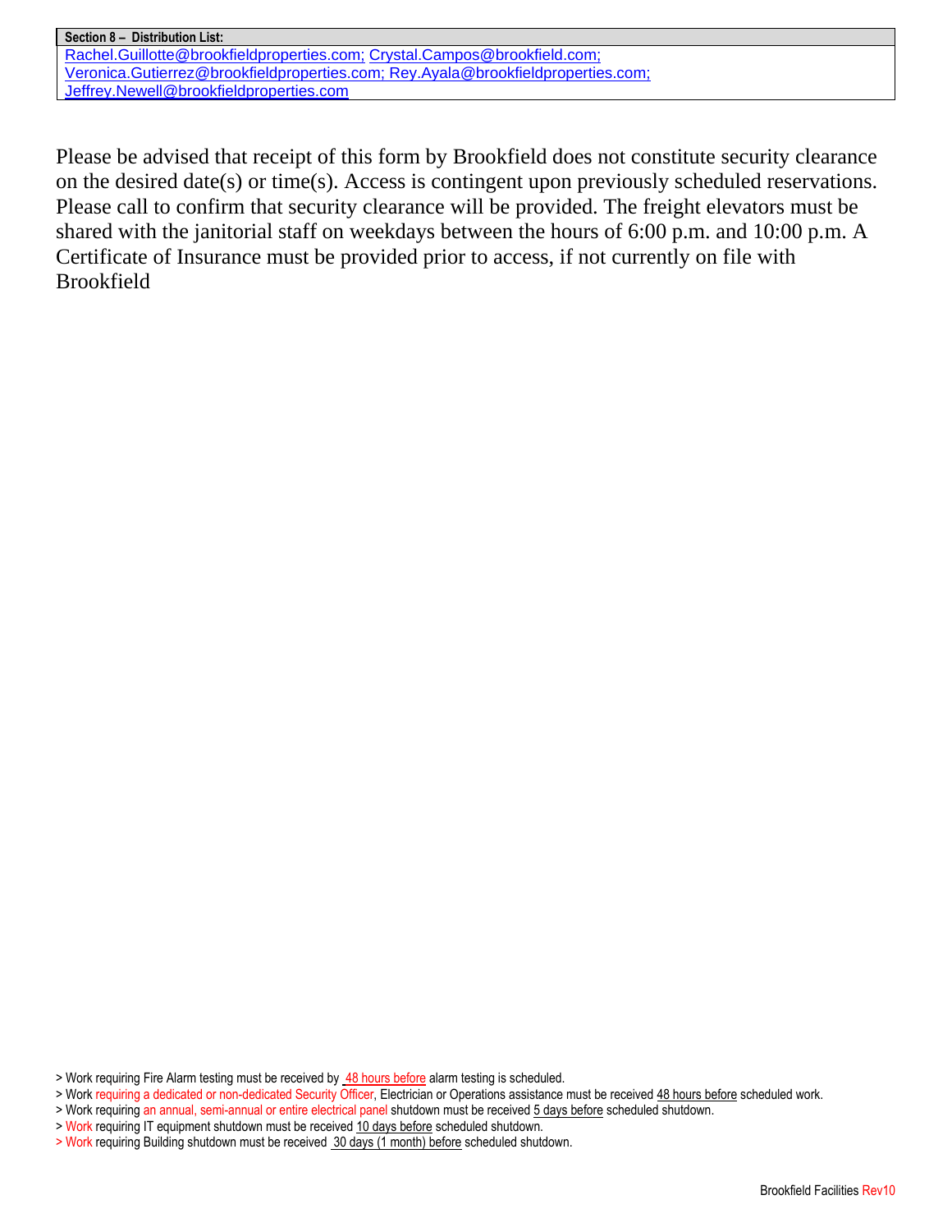| **Section 8 – Distribution List:** |
| --- |
| Rachel.Guillotte@brookfieldproperties.com; Crystal.Campos@brookfield.com; Veronica.Gutierrez@brookfieldproperties.com; Rey.Ayala@brookfieldproperties.com; Jeffrey.Newell@brookfieldproperties.com |

Please be advised that receipt of this form by Brookfield does not constitute security clearance on the desired date(s) or time(s). Access is contingent upon previously scheduled reservations. Please call to confirm that security clearance will be provided. The freight elevators must be shared with the janitorial staff on weekdays between the hours of 6:00 p.m. and 10:00 p.m. A Certificate of Insurance must be provided prior to access, if not currently on file with Brookfield

> Work requiring Fire Alarm testing must be received by 48 hours before alarm testing is scheduled.
> Work requiring a dedicated or non-dedicated Security Officer, Electrician or Operations assistance must be received 48 hours before scheduled work.
> Work requiring an annual, semi-annual or entire electrical panel shutdown must be received 5 days before scheduled shutdown.
> Work requiring IT equipment shutdown must be received 10 days before scheduled shutdown.
> Work requiring Building shutdown must be received 30 days (1 month) before scheduled shutdown.

Brookfield Facilities Rev10